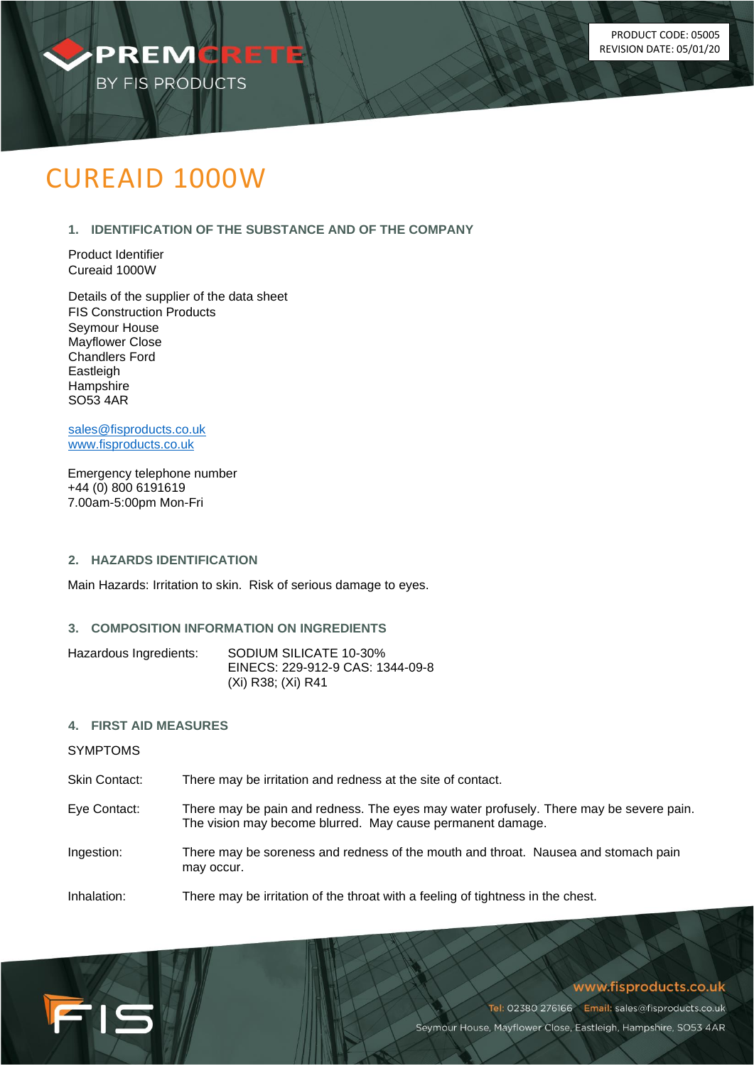PRODUCT CODE: 05005
REVISION DATE: 05/01/20

# CUREAID 1000W

## 1. IDENTIFICATION OF THE SUBSTANCE AND OF THE COMPANY

Product Identifier
Cureaid 1000W

Details of the supplier of the data sheet
FIS Construction Products
Seymour House
Mayflower Close
Chandlers Ford
Eastleigh
Hampshire
SO53 4AR

sales@fisproducts.co.uk
www.fisproducts.co.uk

Emergency telephone number
+44 (0) 800 6191619
7.00am-5:00pm Mon-Fri

## 2. HAZARDS IDENTIFICATION

Main Hazards: Irritation to skin. Risk of serious damage to eyes.

## 3. COMPOSITION INFORMATION ON INGREDIENTS

Hazardous Ingredients: SODIUM SILICATE 10-30%
EINECS: 229-912-9 CAS: 1344-09-8
(Xi) R38; (Xi) R41

## 4. FIRST AID MEASURES

SYMPTOMS

Skin Contact: There may be irritation and redness at the site of contact.

Eye Contact: There may be pain and redness. The eyes may water profusely. There may be severe pain. The vision may become blurred. May cause permanent damage.

Ingestion: There may be soreness and redness of the mouth and throat. Nausea and stomach pain may occur.

Inhalation: There may be irritation of the throat with a feeling of tightness in the chest.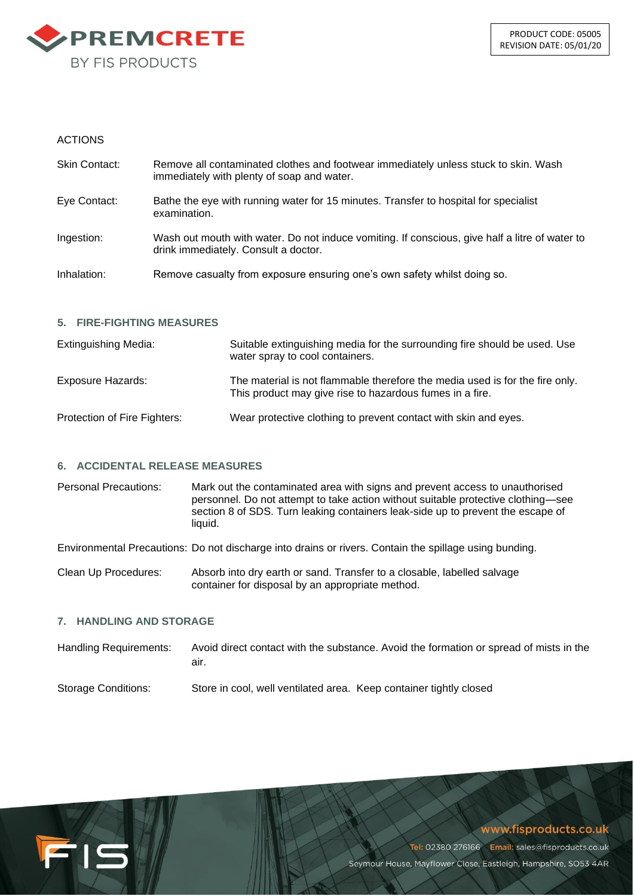ACTIONS

| | |
|---|---|
| Skin Contact: | Remove all contaminated clothes and footwear immediately unless stuck to skin. Wash immediately with plenty of soap and water. |
| Eye Contact: | Bathe the eye with running water for 15 minutes. Transfer to hospital for specialist examination. |
| Ingestion: | Wash out mouth with water. Do not induce vomiting. If conscious, give half a litre of water to drink immediately. Consult a doctor. |
| Inhalation: | Remove casualty from exposure ensuring one's own safety whilst doing so. |

### 5. FIRE-FIGHTING MEASURES

| | |
|---|---|
| Extinguishing Media: | Suitable extinguishing media for the surrounding fire should be used. Use water spray to cool containers. |
| Exposure Hazards: | The material is not flammable therefore the media used is for the fire only. This product may give rise to hazardous fumes in a fire. |
| Protection of Fire Fighters: | Wear protective clothing to prevent contact with skin and eyes. |

### 6. ACCIDENTAL RELEASE MEASURES

| | |
|---|---|
| Personal Precautions: | Mark out the contaminated area with signs and prevent access to unauthorised personnel. Do not attempt to take action without suitable protective clothing—see section 8 of SDS. Turn leaking containers leak-side up to prevent the escape of liquid. |
| Environmental Precautions: | Do not discharge into drains or rivers. Contain the spillage using bunding. |
| Clean Up Procedures: | Absorb into dry earth or sand. Transfer to a closable, labelled salvage container for disposal by an appropriate method. |

### 7. HANDLING AND STORAGE

| | |
|---|---|
| Handling Requirements: | Avoid direct contact with the substance. Avoid the formation or spread of mists in the air. |
| Storage Conditions: | Store in cool, well ventilated area. Keep container tightly closed |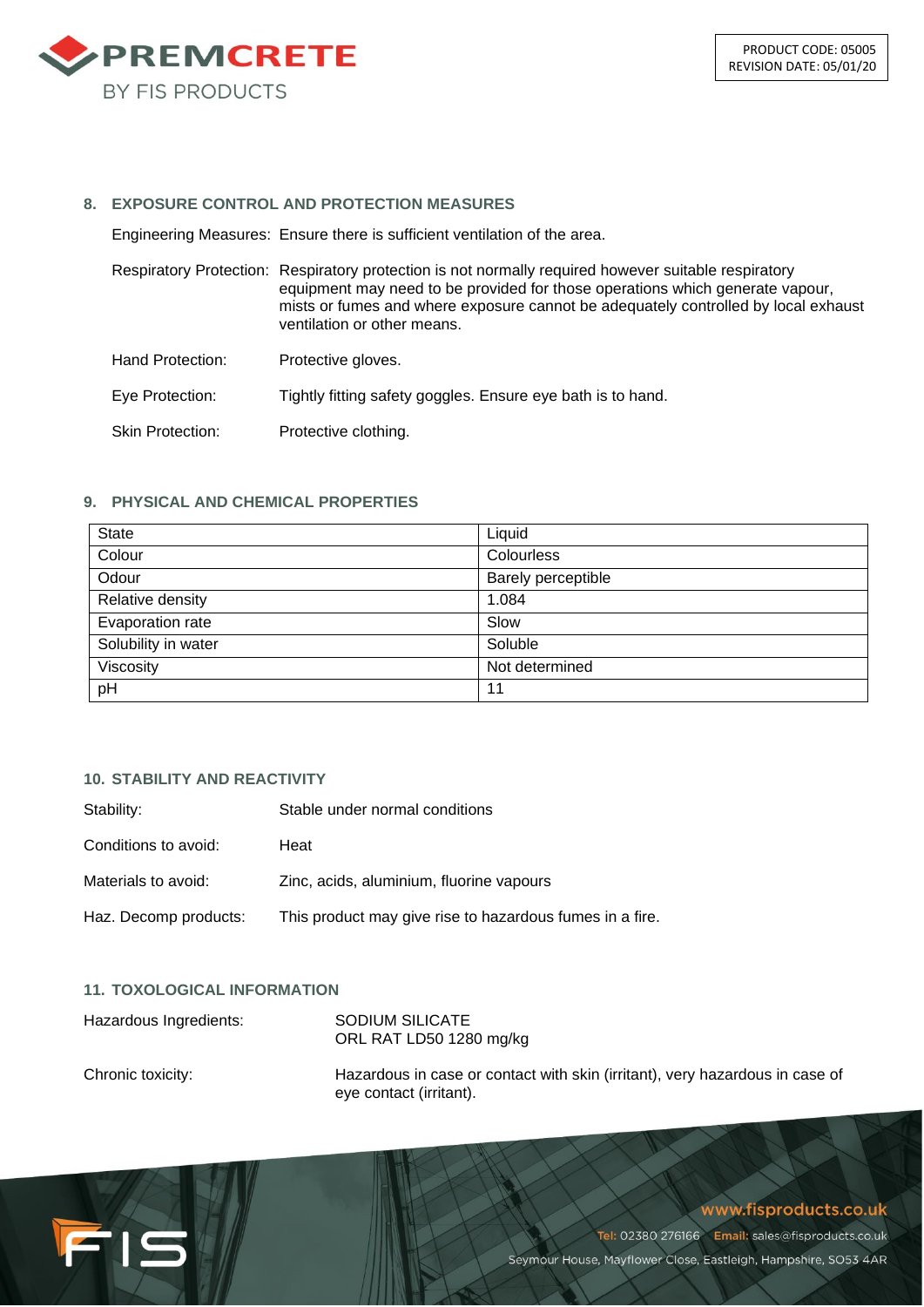## 8. EXPOSURE CONTROL AND PROTECTION MEASURES

Engineering Measures: Ensure there is sufficient ventilation of the area.

Respiratory Protection: Respiratory protection is not normally required however suitable respiratory equipment may need to be provided for those operations which generate vapour, mists or fumes and where exposure cannot be adequately controlled by local exhaust ventilation or other means.

Hand Protection: Protective gloves.

Eye Protection: Tightly fitting safety goggles. Ensure eye bath is to hand.

Skin Protection: Protective clothing.

## 9. PHYSICAL AND CHEMICAL PROPERTIES

| State | Liquid |
|---|---|
| Colour | Colourless |
| Odour | Barely perceptible |
| Relative density | 1.084 |
| Evaporation rate | Slow |
| Solubility in water | Soluble |
| Viscosity | Not determined |
| pH | 11 |

## 10. STABILITY AND REACTIVITY

Stability: Stable under normal conditions

Conditions to avoid: Heat

Materials to avoid: Zinc, acids, aluminium, fluorine vapours

Haz. Decomp products: This product may give rise to hazardous fumes in a fire.

## 11. TOXOLOGICAL INFORMATION

Hazardous Ingredients: SODIUM SILICATE
ORL RAT LD50 1280 mg/kg

Chronic toxicity: Hazardous in case or contact with skin (irritant), very hazardous in case of eye contact (irritant).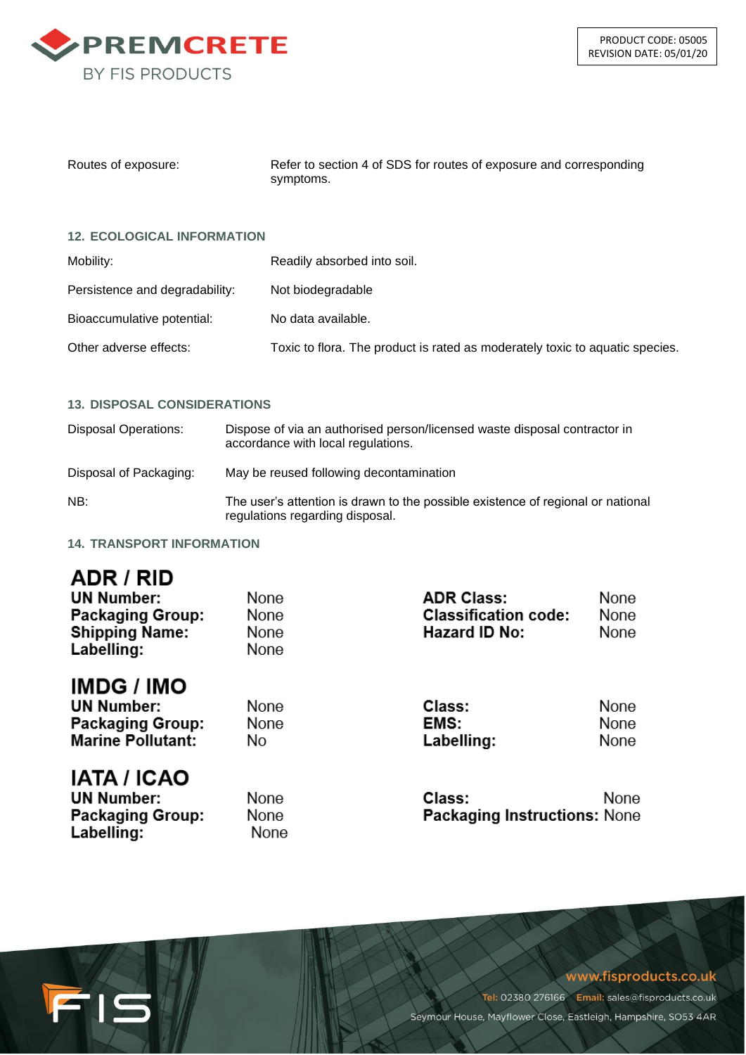| | |
|---|---|
| Routes of exposure: | Refer to section 4 of SDS for routes of exposure and corresponding symptoms. |

## 12. ECOLOGICAL INFORMATION

| | |
|---|---|
| Mobility: | Readily absorbed into soil. |
| Persistence and degradability: | Not biodegradable |
| Bioaccumulative potential: | No data available. |
| Other adverse effects: | Toxic to flora. The product is rated as moderately toxic to aquatic species. |

## 13. DISPOSAL CONSIDERATIONS

| | |
|---|---|
| Disposal Operations: | Dispose of via an authorised person/licensed waste disposal contractor in accordance with local regulations. |
| Disposal of Packaging: | May be reused following decontamination |
| NB: | The user's attention is drawn to the possible existence of regional or national regulations regarding disposal. |

## 14. TRANSPORT INFORMATION

### ADR / RID

| | | | |
|---|---|---|---|
| **UN Number:** | None | **ADR Class:** | None |
| **Packaging Group:** | None | **Classification code:** | None |
| **Shipping Name:** | None | **Hazard ID No:** | None |
| **Labelling:** | None | | |

### IMDG / IMO

| | | | |
|---|---|---|---|
| **UN Number:** | None | **Class:** | None |
| **Packaging Group:** | None | **EMS:** | None |
| **Marine Pollutant:** | No | **Labelling:** | None |

### IATA / ICAO

| | | | |
|---|---|---|---|
| **UN Number:** | None | **Class:** | None |
| **Packaging Group:** | None | **Packaging Instructions:** | None |
| **Labelling:** | None | | |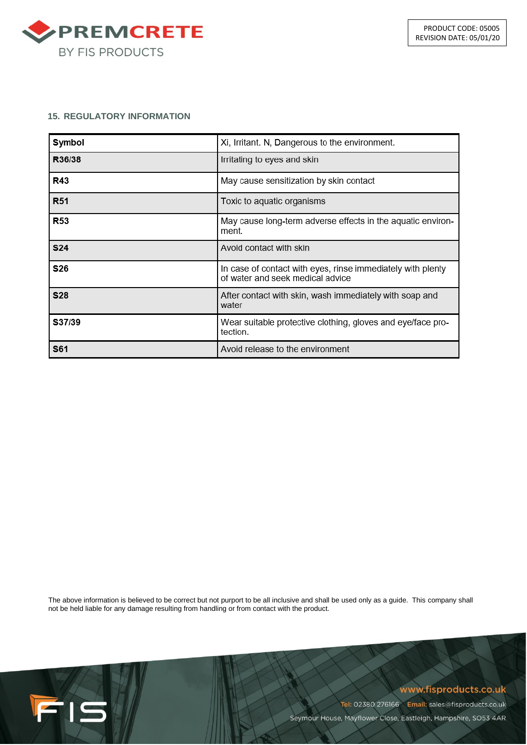## 15. REGULATORY INFORMATION

| Symbol | Xi, Irritant. N, Dangerous to the environment. |
|---|---|
| R36/38 | Irritating to eyes and skin |
| R43 | May cause sensitization by skin contact |
| R51 | Toxic to aquatic organisms |
| R53 | May cause long-term adverse effects in the aquatic environment. |
| S24 | Avoid contact with skin |
| S26 | In case of contact with eyes, rinse immediately with plenty of water and seek medical advice |
| S28 | After contact with skin, wash immediately with soap and water |
| S37/39 | Wear suitable protective clothing, gloves and eye/face protection. |
| S61 | Avoid release to the environment |

The above information is believed to be correct but not purport to be all inclusive and shall be used only as a guide. This company shall not be held liable for any damage resulting from handling or from contact with the product.